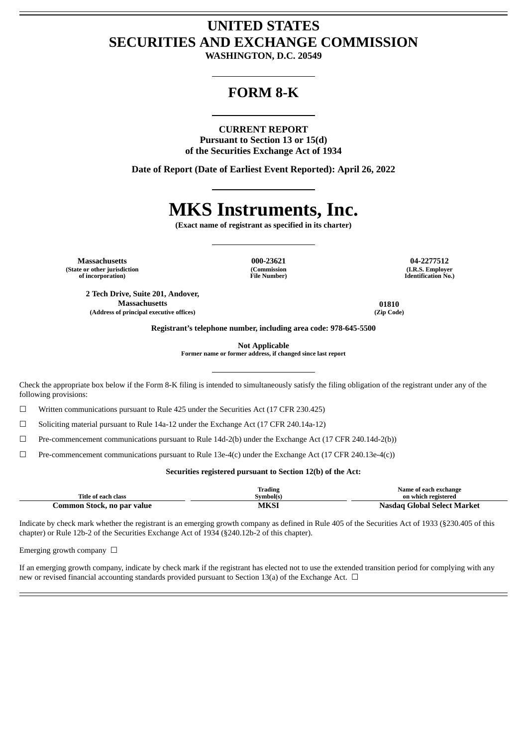# UNITED STATES
# SECURITIES AND EXCHANGE COMMISSION

**WASHINGTON, D.C. 20549**

## FORM 8-K

**CURRENT REPORT**
**Pursuant to Section 13 or 15(d)**
**of the Securities Exchange Act of 1934**

**Date of Report (Date of Earliest Event Reported): April 26, 2022**

# MKS Instruments, Inc.

**(Exact name of registrant as specified in its charter)**

| **Massachusetts** | **000-23621** | **04-2277512** |
|---|---|---|
| **(State or other jurisdiction of incorporation)** | **(Commission File Number)** | **(I.R.S. Employer Identification No.)** |

| **2 Tech Drive, Suite 201, Andover, Massachusetts** | **01810** |
|---|---|
| **(Address of principal executive offices)** | **(Zip Code)** |

**Registrant's telephone number, including area code: 978-645-5500**

**Not Applicable**
**Former name or former address, if changed since last report**

Check the appropriate box below if the Form 8-K filing is intended to simultaneously satisfy the filing obligation of the registrant under any of the following provisions:

☐ Written communications pursuant to Rule 425 under the Securities Act (17 CFR 230.425)

☐ Soliciting material pursuant to Rule 14a-12 under the Exchange Act (17 CFR 240.14a-12)

☐ Pre-commencement communications pursuant to Rule 14d-2(b) under the Exchange Act (17 CFR 240.14d-2(b))

☐ Pre-commencement communications pursuant to Rule 13e-4(c) under the Exchange Act (17 CFR 240.13e-4(c))

**Securities registered pursuant to Section 12(b) of the Act:**

| Title of each class | Trading Symbol(s) | Name of each exchange on which registered |
|---|---|---|
| **Common Stock, no par value** | **MKSI** | **Nasdaq Global Select Market** |

Indicate by check mark whether the registrant is an emerging growth company as defined in Rule 405 of the Securities Act of 1933 (§230.405 of this chapter) or Rule 12b-2 of the Securities Exchange Act of 1934 (§240.12b-2 of this chapter).

Emerging growth company ☐

If an emerging growth company, indicate by check mark if the registrant has elected not to use the extended transition period for complying with any new or revised financial accounting standards provided pursuant to Section 13(a) of the Exchange Act. ☐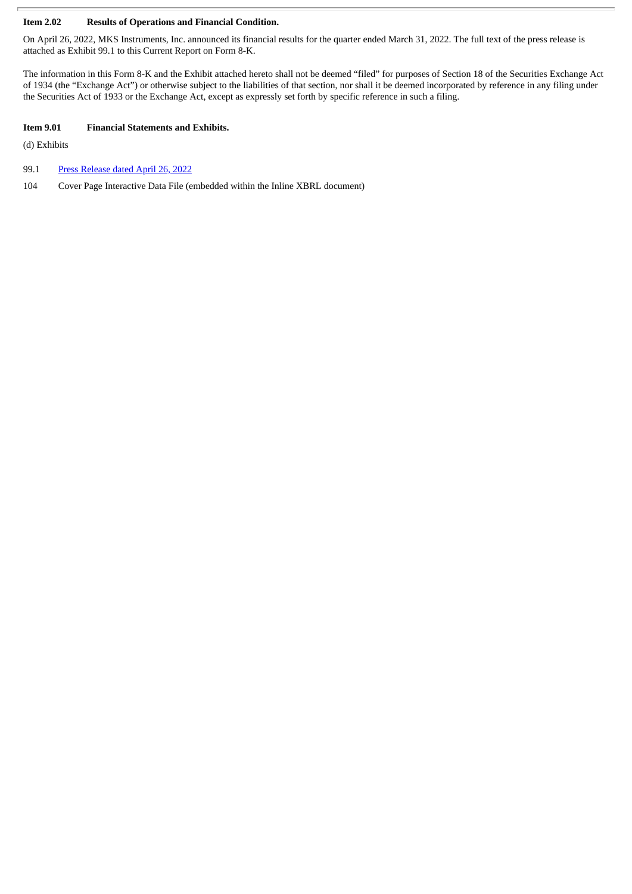**Item 2.02 Results of Operations and Financial Condition.**

On April 26, 2022, MKS Instruments, Inc. announced its financial results for the quarter ended March 31, 2022. The full text of the press release is attached as Exhibit 99.1 to this Current Report on Form 8-K.

The information in this Form 8-K and the Exhibit attached hereto shall not be deemed "filed" for purposes of Section 18 of the Securities Exchange Act of 1934 (the "Exchange Act") or otherwise subject to the liabilities of that section, nor shall it be deemed incorporated by reference in any filing under the Securities Act of 1933 or the Exchange Act, except as expressly set forth by specific reference in such a filing.

**Item 9.01 Financial Statements and Exhibits.**

(d) Exhibits

99.1 Press Release dated April 26, 2022

104 Cover Page Interactive Data File (embedded within the Inline XBRL document)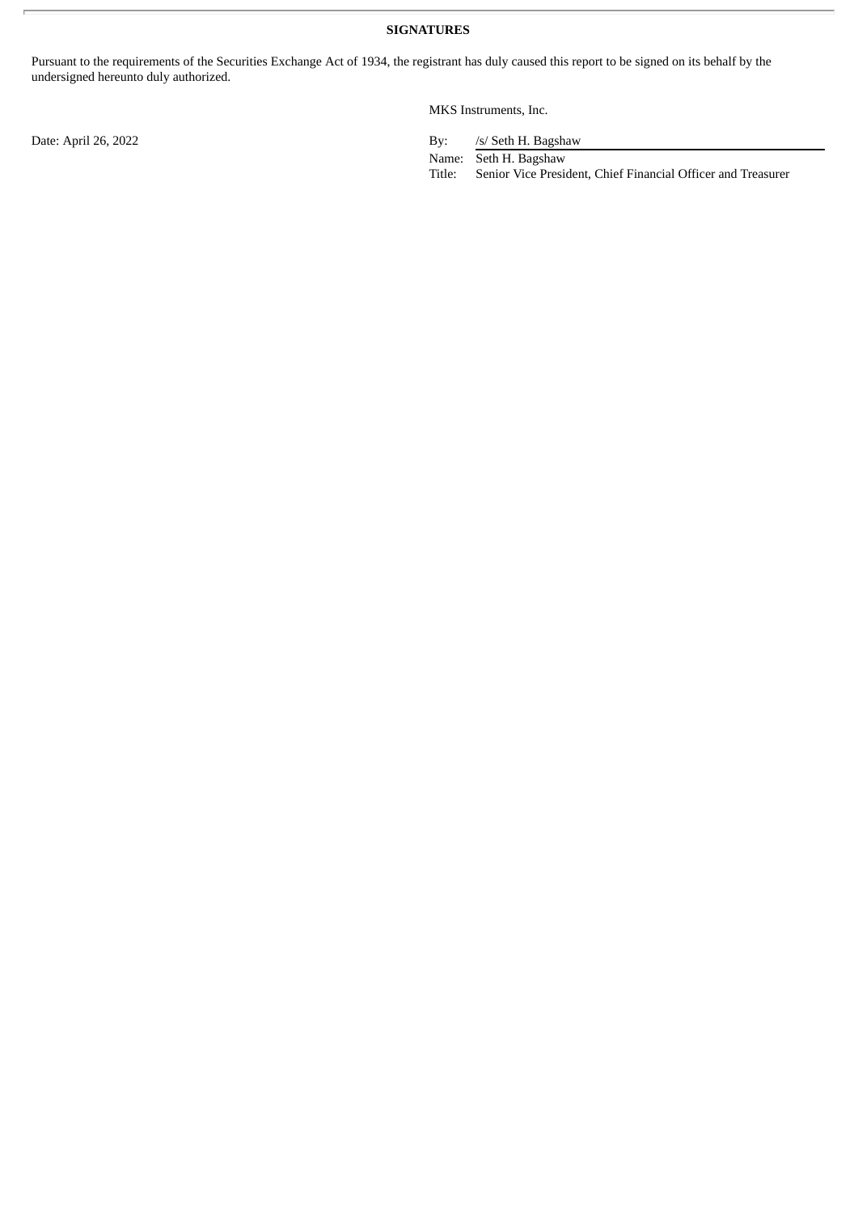**SIGNATURES**

Pursuant to the requirements of the Securities Exchange Act of 1934, the registrant has duly caused this report to be signed on its behalf by the undersigned hereunto duly authorized.

MKS Instruments, Inc.

Date: April 26, 2022

By: /s/ Seth H. Bagshaw
Name: Seth H. Bagshaw
Title: Senior Vice President, Chief Financial Officer and Treasurer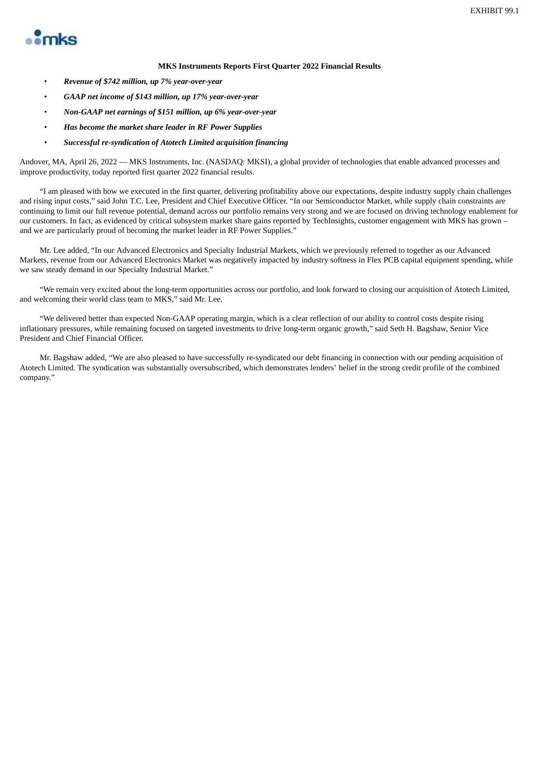EXHIBIT 99.1

**MKS Instruments Reports First Quarter 2022 Financial Results**

- ***Revenue of $742 million, up 7% year-over-year***
- ***GAAP net income of $143 million, up 17% year-over-year***
- ***Non-GAAP net earnings of $151 million, up 6% year-over-year***
- ***Has become the market share leader in RF Power Supplies***
- ***Successful re-syndication of Atotech Limited acquisition financing***

Andover, MA, April 26, 2022 — MKS Instruments, Inc. (NASDAQ: MKSI), a global provider of technologies that enable advanced processes and improve productivity, today reported first quarter 2022 financial results.

"I am pleased with how we executed in the first quarter, delivering profitability above our expectations, despite industry supply chain challenges and rising input costs," said John T.C. Lee, President and Chief Executive Officer. "In our Semiconductor Market, while supply chain constraints are continuing to limit our full revenue potential, demand across our portfolio remains very strong and we are focused on driving technology enablement for our customers. In fact, as evidenced by critical subsystem market share gains reported by TechInsights, customer engagement with MKS has grown – and we are particularly proud of becoming the market leader in RF Power Supplies."

Mr. Lee added, "In our Advanced Electronics and Specialty Industrial Markets, which we previously referred to together as our Advanced Markets, revenue from our Advanced Electronics Market was negatively impacted by industry softness in Flex PCB capital equipment spending, while we saw steady demand in our Specialty Industrial Market."

"We remain very excited about the long-term opportunities across our portfolio, and look forward to closing our acquisition of Atotech Limited, and welcoming their world class team to MKS," said Mr. Lee.

"We delivered better than expected Non-GAAP operating margin, which is a clear reflection of our ability to control costs despite rising inflationary pressures, while remaining focused on targeted investments to drive long-term organic growth," said Seth H. Bagshaw, Senior Vice President and Chief Financial Officer.

Mr. Bagshaw added, "We are also pleased to have successfully re-syndicated our debt financing in connection with our pending acquisition of Atotech Limited. The syndication was substantially oversubscribed, which demonstrates lenders' belief in the strong credit profile of the combined company."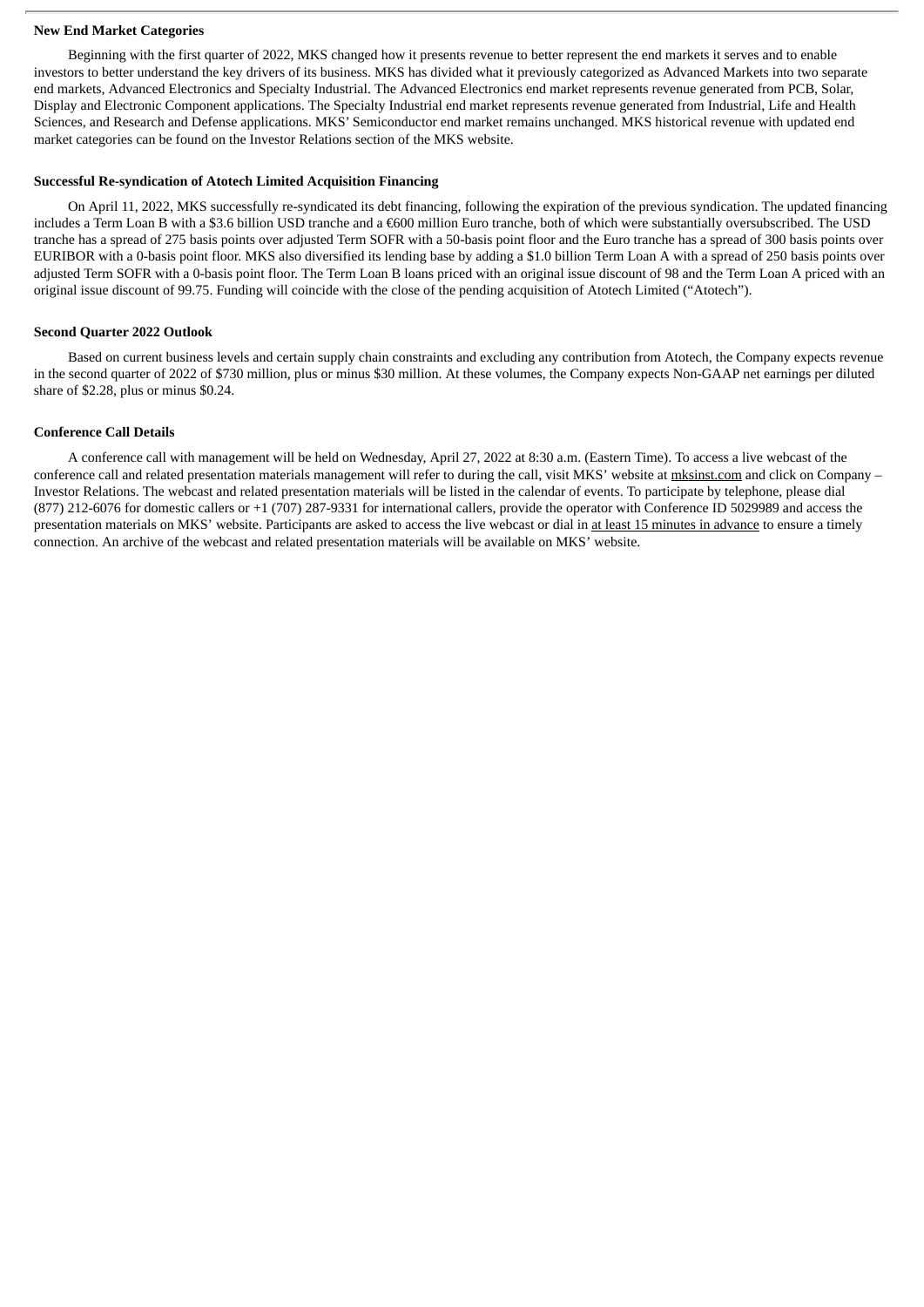**New End Market Categories**

Beginning with the first quarter of 2022, MKS changed how it presents revenue to better represent the end markets it serves and to enable investors to better understand the key drivers of its business. MKS has divided what it previously categorized as Advanced Markets into two separate end markets, Advanced Electronics and Specialty Industrial. The Advanced Electronics end market represents revenue generated from PCB, Solar, Display and Electronic Component applications. The Specialty Industrial end market represents revenue generated from Industrial, Life and Health Sciences, and Research and Defense applications. MKS' Semiconductor end market remains unchanged. MKS historical revenue with updated end market categories can be found on the Investor Relations section of the MKS website.

**Successful Re-syndication of Atotech Limited Acquisition Financing**

On April 11, 2022, MKS successfully re-syndicated its debt financing, following the expiration of the previous syndication. The updated financing includes a Term Loan B with a $3.6 billion USD tranche and a €600 million Euro tranche, both of which were substantially oversubscribed. The USD tranche has a spread of 275 basis points over adjusted Term SOFR with a 50-basis point floor and the Euro tranche has a spread of 300 basis points over EURIBOR with a 0-basis point floor. MKS also diversified its lending base by adding a $1.0 billion Term Loan A with a spread of 250 basis points over adjusted Term SOFR with a 0-basis point floor. The Term Loan B loans priced with an original issue discount of 98 and the Term Loan A priced with an original issue discount of 99.75. Funding will coincide with the close of the pending acquisition of Atotech Limited ("Atotech").

**Second Quarter 2022 Outlook**

Based on current business levels and certain supply chain constraints and excluding any contribution from Atotech, the Company expects revenue in the second quarter of 2022 of $730 million, plus or minus $30 million. At these volumes, the Company expects Non-GAAP net earnings per diluted share of $2.28, plus or minus $0.24.

**Conference Call Details**

A conference call with management will be held on Wednesday, April 27, 2022 at 8:30 a.m. (Eastern Time). To access a live webcast of the conference call and related presentation materials management will refer to during the call, visit MKS' website at mksinst.com and click on Company – Investor Relations. The webcast and related presentation materials will be listed in the calendar of events. To participate by telephone, please dial (877) 212-6076 for domestic callers or +1 (707) 287-9331 for international callers, provide the operator with Conference ID 5029989 and access the presentation materials on MKS' website. Participants are asked to access the live webcast or dial in at least 15 minutes in advance to ensure a timely connection. An archive of the webcast and related presentation materials will be available on MKS' website.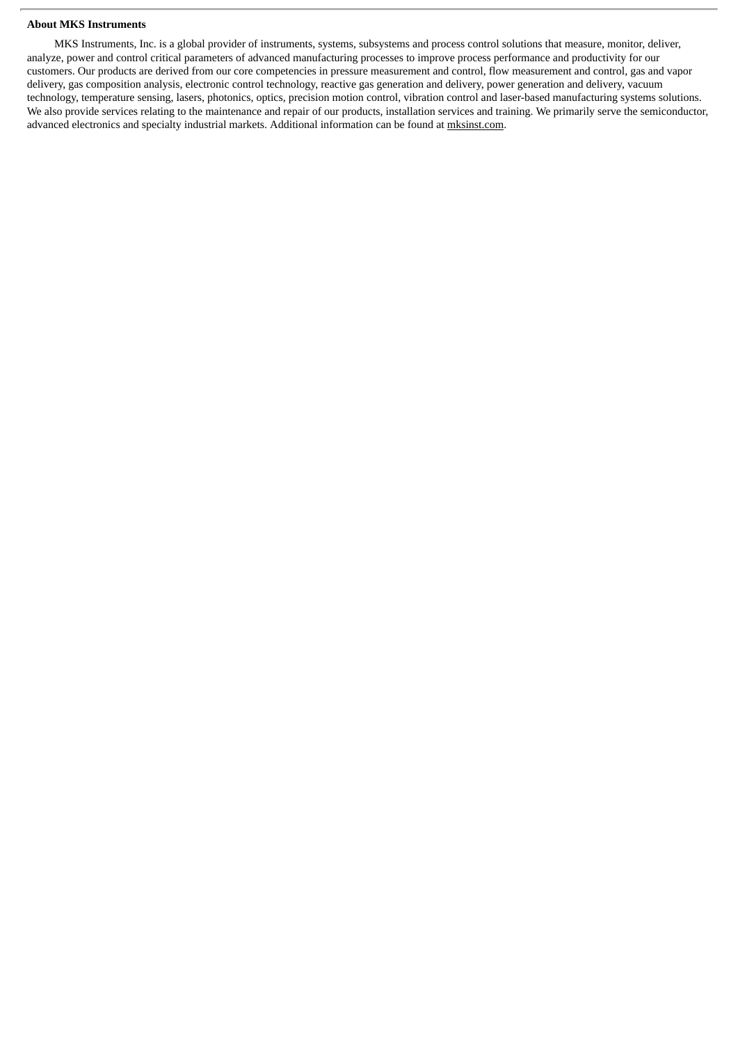**About MKS Instruments**

MKS Instruments, Inc. is a global provider of instruments, systems, subsystems and process control solutions that measure, monitor, deliver, analyze, power and control critical parameters of advanced manufacturing processes to improve process performance and productivity for our customers. Our products are derived from our core competencies in pressure measurement and control, flow measurement and control, gas and vapor delivery, gas composition analysis, electronic control technology, reactive gas generation and delivery, power generation and delivery, vacuum technology, temperature sensing, lasers, photonics, optics, precision motion control, vibration control and laser-based manufacturing systems solutions. We also provide services relating to the maintenance and repair of our products, installation services and training. We primarily serve the semiconductor, advanced electronics and specialty industrial markets. Additional information can be found at mksinst.com.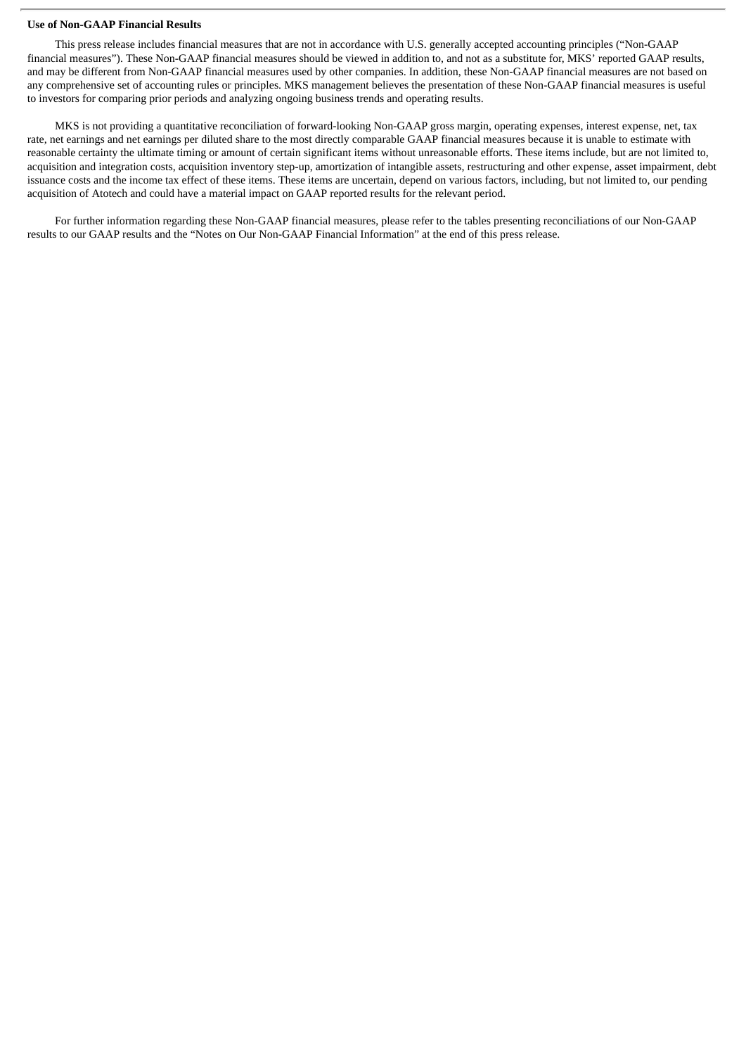**Use of Non-GAAP Financial Results**

This press release includes financial measures that are not in accordance with U.S. generally accepted accounting principles ("Non-GAAP financial measures"). These Non-GAAP financial measures should be viewed in addition to, and not as a substitute for, MKS' reported GAAP results, and may be different from Non-GAAP financial measures used by other companies. In addition, these Non-GAAP financial measures are not based on any comprehensive set of accounting rules or principles. MKS management believes the presentation of these Non-GAAP financial measures is useful to investors for comparing prior periods and analyzing ongoing business trends and operating results.

MKS is not providing a quantitative reconciliation of forward-looking Non-GAAP gross margin, operating expenses, interest expense, net, tax rate, net earnings and net earnings per diluted share to the most directly comparable GAAP financial measures because it is unable to estimate with reasonable certainty the ultimate timing or amount of certain significant items without unreasonable efforts. These items include, but are not limited to, acquisition and integration costs, acquisition inventory step-up, amortization of intangible assets, restructuring and other expense, asset impairment, debt issuance costs and the income tax effect of these items. These items are uncertain, depend on various factors, including, but not limited to, our pending acquisition of Atotech and could have a material impact on GAAP reported results for the relevant period.

For further information regarding these Non-GAAP financial measures, please refer to the tables presenting reconciliations of our Non-GAAP results to our GAAP results and the "Notes on Our Non-GAAP Financial Information" at the end of this press release.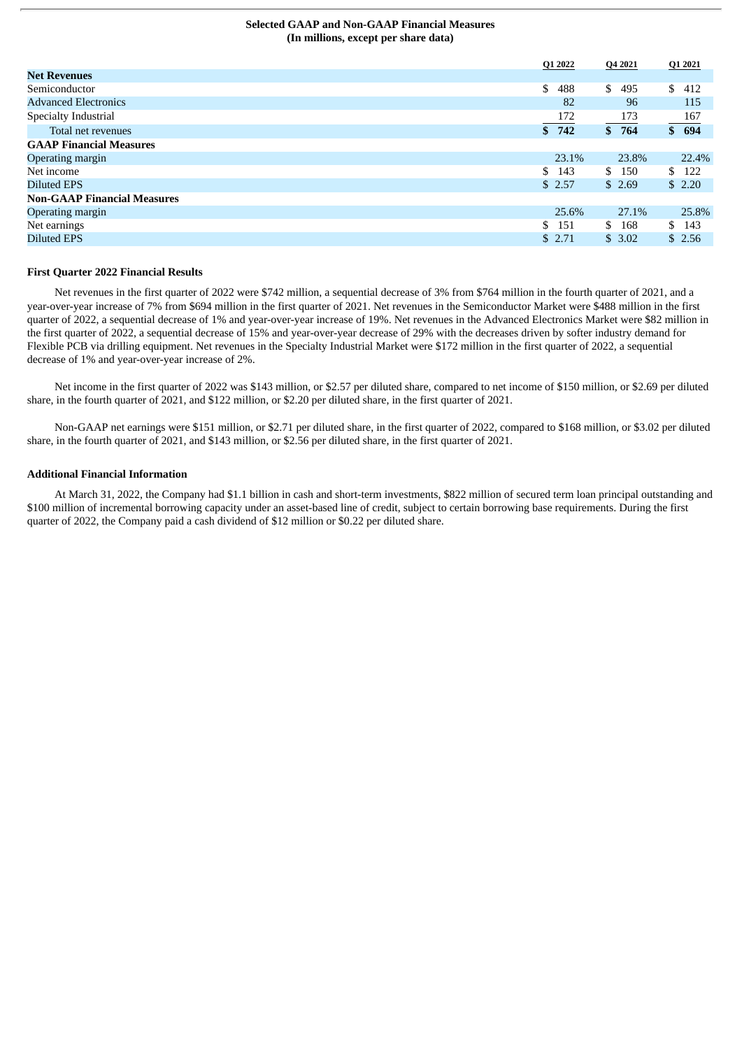**Selected GAAP and Non-GAAP Financial Measures**
**(In millions, except per share data)**

| | Q1 2022 | Q4 2021 | Q1 2021 |
|---|---|---|---|
| **Net Revenues** | | | |
| Semiconductor | $ 488 | $ 495 | $ 412 |
| Advanced Electronics | 82 | 96 | 115 |
| Specialty Industrial | 172 | 173 | 167 |
| Total net revenues | **$ 742** | **$ 764** | **$ 694** |
| **GAAP Financial Measures** | | | |
| Operating margin | 23.1% | 23.8% | 22.4% |
| Net income | $ 143 | $ 150 | $ 122 |
| Diluted EPS | $ 2.57 | $ 2.69 | $ 2.20 |
| **Non-GAAP Financial Measures** | | | |
| Operating margin | 25.6% | 27.1% | 25.8% |
| Net earnings | $ 151 | $ 168 | $ 143 |
| Diluted EPS | $ 2.71 | $ 3.02 | $ 2.56 |

**First Quarter 2022 Financial Results**

Net revenues in the first quarter of 2022 were $742 million, a sequential decrease of 3% from $764 million in the fourth quarter of 2021, and a year-over-year increase of 7% from $694 million in the first quarter of 2021. Net revenues in the Semiconductor Market were $488 million in the first quarter of 2022, a sequential decrease of 1% and year-over-year increase of 19%. Net revenues in the Advanced Electronics Market were $82 million in the first quarter of 2022, a sequential decrease of 15% and year-over-year decrease of 29% with the decreases driven by softer industry demand for Flexible PCB via drilling equipment. Net revenues in the Specialty Industrial Market were $172 million in the first quarter of 2022, a sequential decrease of 1% and year-over-year increase of 2%.

Net income in the first quarter of 2022 was $143 million, or $2.57 per diluted share, compared to net income of $150 million, or $2.69 per diluted share, in the fourth quarter of 2021, and $122 million, or $2.20 per diluted share, in the first quarter of 2021.

Non-GAAP net earnings were $151 million, or $2.71 per diluted share, in the first quarter of 2022, compared to $168 million, or $3.02 per diluted share, in the fourth quarter of 2021, and $143 million, or $2.56 per diluted share, in the first quarter of 2021.

**Additional Financial Information**

At March 31, 2022, the Company had $1.1 billion in cash and short-term investments, $822 million of secured term loan principal outstanding and $100 million of incremental borrowing capacity under an asset-based line of credit, subject to certain borrowing base requirements. During the first quarter of 2022, the Company paid a cash dividend of $12 million or $0.22 per diluted share.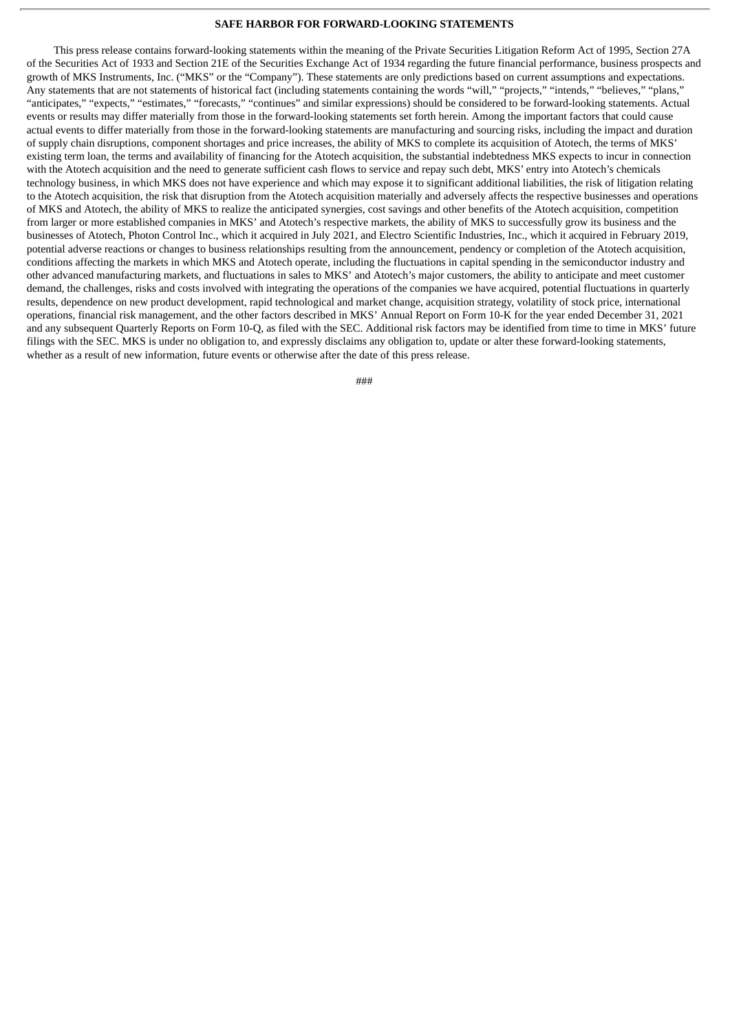**SAFE HARBOR FOR FORWARD-LOOKING STATEMENTS**

This press release contains forward-looking statements within the meaning of the Private Securities Litigation Reform Act of 1995, Section 27A of the Securities Act of 1933 and Section 21E of the Securities Exchange Act of 1934 regarding the future financial performance, business prospects and growth of MKS Instruments, Inc. ("MKS" or the "Company"). These statements are only predictions based on current assumptions and expectations. Any statements that are not statements of historical fact (including statements containing the words "will," "projects," "intends," "believes," "plans," "anticipates," "expects," "estimates," "forecasts," "continues" and similar expressions) should be considered to be forward-looking statements. Actual events or results may differ materially from those in the forward-looking statements set forth herein. Among the important factors that could cause actual events to differ materially from those in the forward-looking statements are manufacturing and sourcing risks, including the impact and duration of supply chain disruptions, component shortages and price increases, the ability of MKS to complete its acquisition of Atotech, the terms of MKS' existing term loan, the terms and availability of financing for the Atotech acquisition, the substantial indebtedness MKS expects to incur in connection with the Atotech acquisition and the need to generate sufficient cash flows to service and repay such debt, MKS' entry into Atotech's chemicals technology business, in which MKS does not have experience and which may expose it to significant additional liabilities, the risk of litigation relating to the Atotech acquisition, the risk that disruption from the Atotech acquisition materially and adversely affects the respective businesses and operations of MKS and Atotech, the ability of MKS to realize the anticipated synergies, cost savings and other benefits of the Atotech acquisition, competition from larger or more established companies in MKS' and Atotech's respective markets, the ability of MKS to successfully grow its business and the businesses of Atotech, Photon Control Inc., which it acquired in July 2021, and Electro Scientific Industries, Inc., which it acquired in February 2019, potential adverse reactions or changes to business relationships resulting from the announcement, pendency or completion of the Atotech acquisition, conditions affecting the markets in which MKS and Atotech operate, including the fluctuations in capital spending in the semiconductor industry and other advanced manufacturing markets, and fluctuations in sales to MKS' and Atotech's major customers, the ability to anticipate and meet customer demand, the challenges, risks and costs involved with integrating the operations of the companies we have acquired, potential fluctuations in quarterly results, dependence on new product development, rapid technological and market change, acquisition strategy, volatility of stock price, international operations, financial risk management, and the other factors described in MKS' Annual Report on Form 10-K for the year ended December 31, 2021 and any subsequent Quarterly Reports on Form 10-Q, as filed with the SEC. Additional risk factors may be identified from time to time in MKS' future filings with the SEC. MKS is under no obligation to, and expressly disclaims any obligation to, update or alter these forward-looking statements, whether as a result of new information, future events or otherwise after the date of this press release.

###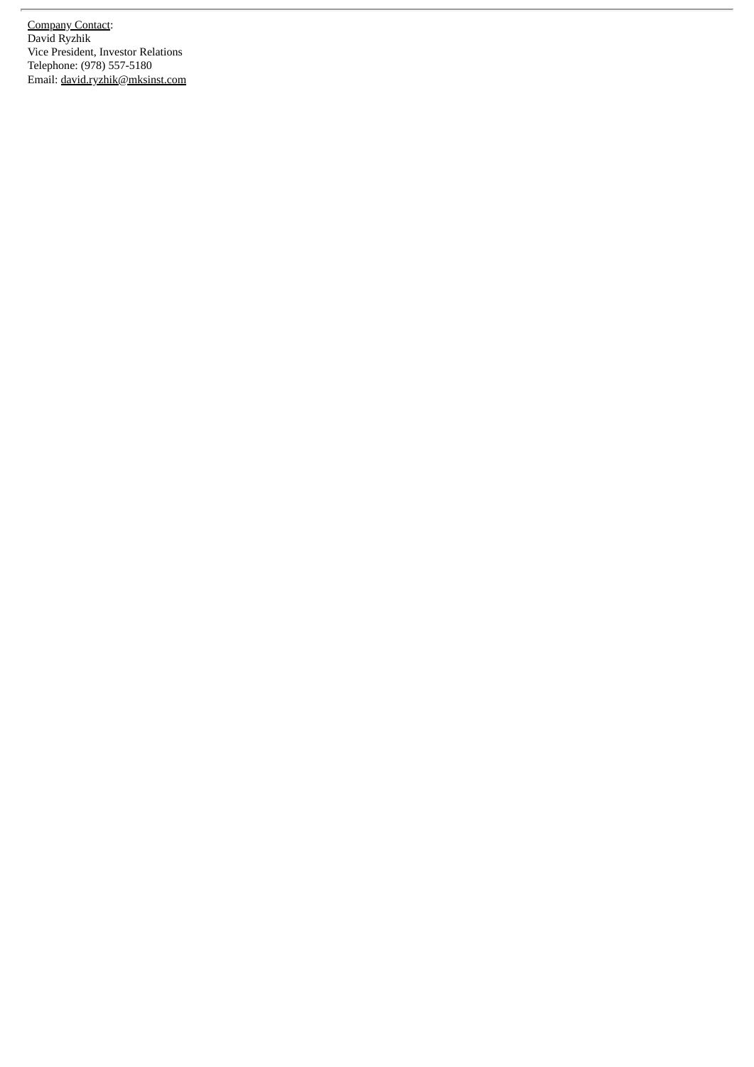Company Contact:
David Ryzhik
Vice President, Investor Relations
Telephone: (978) 557-5180
Email: david.ryzhik@mksinst.com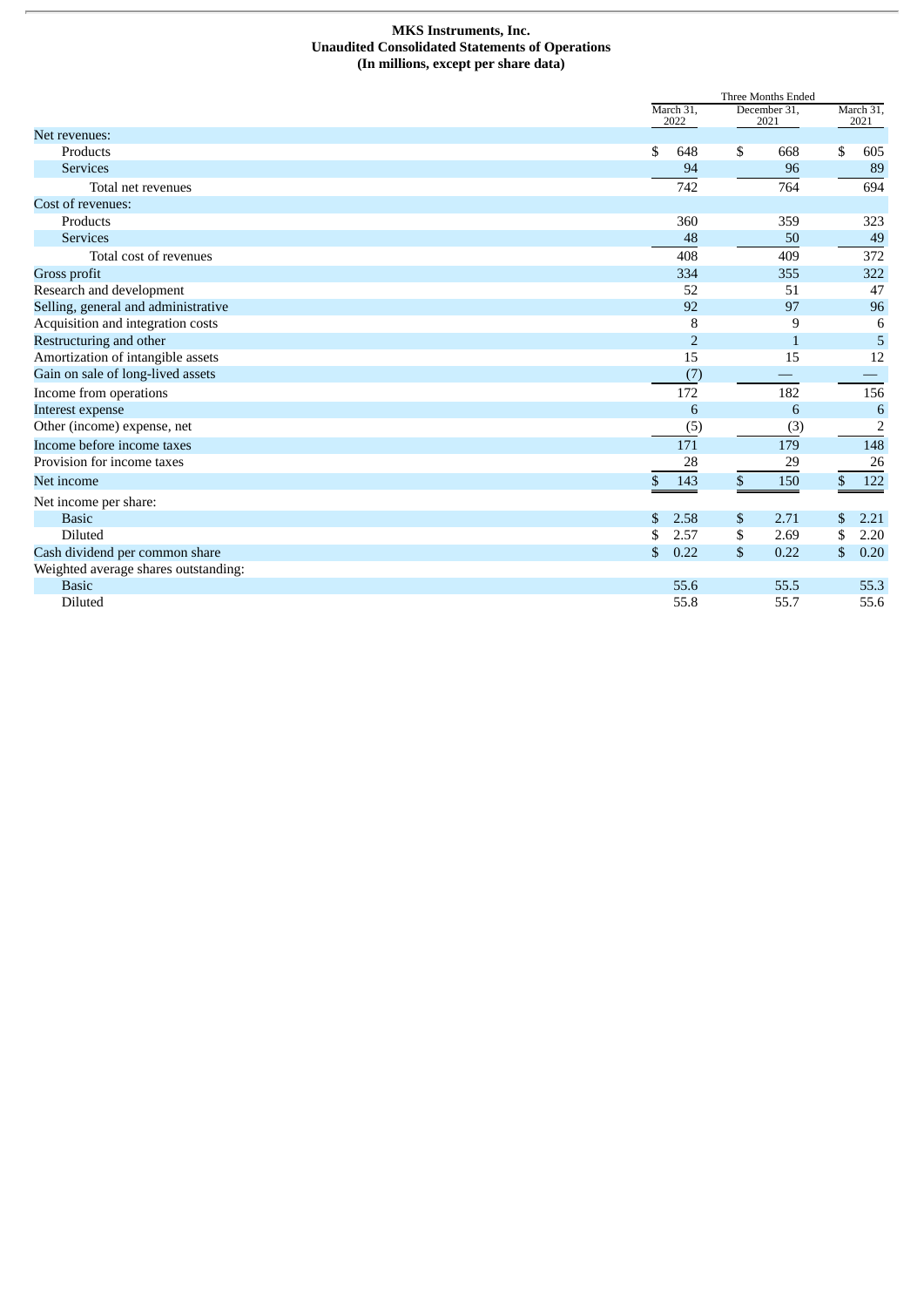**MKS Instruments, Inc.**
**Unaudited Consolidated Statements of Operations**
**(In millions, except per share data)**

| | Three Months Ended | | |
|---|---|---|---|
| | March 31, 2022 | December 31, 2021 | March 31, 2021 |
| Net revenues: | | | |
| Products | $ 648 | $ 668 | $ 605 |
| Services | 94 | 96 | 89 |
| Total net revenues | 742 | 764 | 694 |
| Cost of revenues: | | | |
| Products | 360 | 359 | 323 |
| Services | 48 | 50 | 49 |
| Total cost of revenues | 408 | 409 | 372 |
| Gross profit | 334 | 355 | 322 |
| Research and development | 52 | 51 | 47 |
| Selling, general and administrative | 92 | 97 | 96 |
| Acquisition and integration costs | 8 | 9 | 6 |
| Restructuring and other | 2 | 1 | 5 |
| Amortization of intangible assets | 15 | 15 | 12 |
| Gain on sale of long-lived assets | (7) | — | — |
| Income from operations | 172 | 182 | 156 |
| Interest expense | 6 | 6 | 6 |
| Other (income) expense, net | (5) | (3) | 2 |
| Income before income taxes | 171 | 179 | 148 |
| Provision for income taxes | 28 | 29 | 26 |
| Net income | $ 143 | $ 150 | $ 122 |
| Net income per share: | | | |
| Basic | $ 2.58 | $ 2.71 | $ 2.21 |
| Diluted | $ 2.57 | $ 2.69 | $ 2.20 |
| Cash dividend per common share | $ 0.22 | $ 0.22 | $ 0.20 |
| Weighted average shares outstanding: | | | |
| Basic | 55.6 | 55.5 | 55.3 |
| Diluted | 55.8 | 55.7 | 55.6 |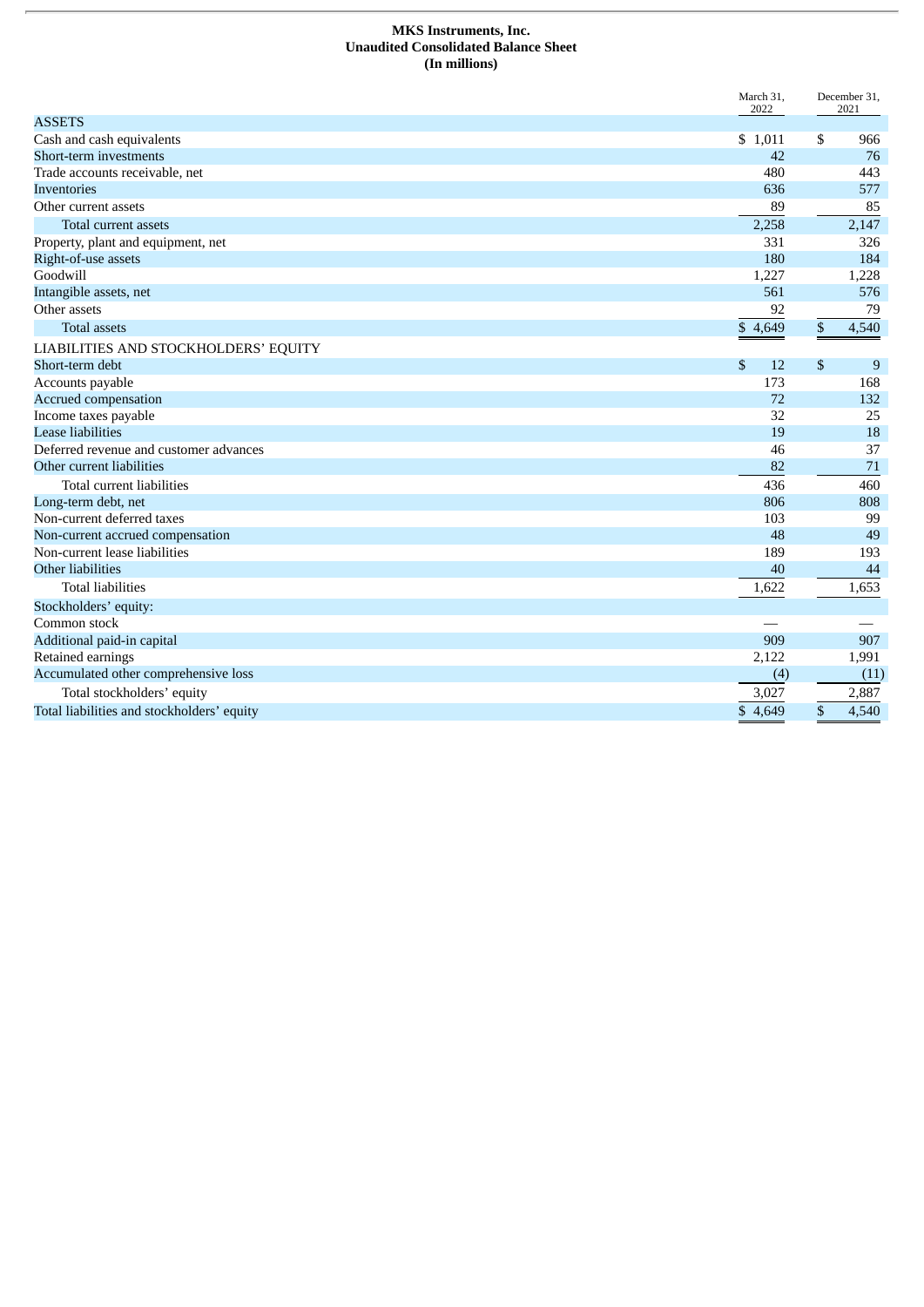**MKS Instruments, Inc.**
**Unaudited Consolidated Balance Sheet**
**(In millions)**

| | March 31, 2022 | December 31, 2021 |
|---|---|---|
| ASSETS | | |
| Cash and cash equivalents | $ 1,011 | $ 966 |
| Short-term investments | 42 | 76 |
| Trade accounts receivable, net | 480 | 443 |
| Inventories | 636 | 577 |
| Other current assets | 89 | 85 |
| Total current assets | 2,258 | 2,147 |
| Property, plant and equipment, net | 331 | 326 |
| Right-of-use assets | 180 | 184 |
| Goodwill | 1,227 | 1,228 |
| Intangible assets, net | 561 | 576 |
| Other assets | 92 | 79 |
| Total assets | $ 4,649 | $ 4,540 |
| LIABILITIES AND STOCKHOLDERS' EQUITY | | |
| Short-term debt | $ 12 | $ 9 |
| Accounts payable | 173 | 168 |
| Accrued compensation | 72 | 132 |
| Income taxes payable | 32 | 25 |
| Lease liabilities | 19 | 18 |
| Deferred revenue and customer advances | 46 | 37 |
| Other current liabilities | 82 | 71 |
| Total current liabilities | 436 | 460 |
| Long-term debt, net | 806 | 808 |
| Non-current deferred taxes | 103 | 99 |
| Non-current accrued compensation | 48 | 49 |
| Non-current lease liabilities | 189 | 193 |
| Other liabilities | 40 | 44 |
| Total liabilities | 1,622 | 1,653 |
| Stockholders' equity: | | |
| Common stock | — | — |
| Additional paid-in capital | 909 | 907 |
| Retained earnings | 2,122 | 1,991 |
| Accumulated other comprehensive loss | (4) | (11) |
| Total stockholders' equity | 3,027 | 2,887 |
| Total liabilities and stockholders' equity | $ 4,649 | $ 4,540 |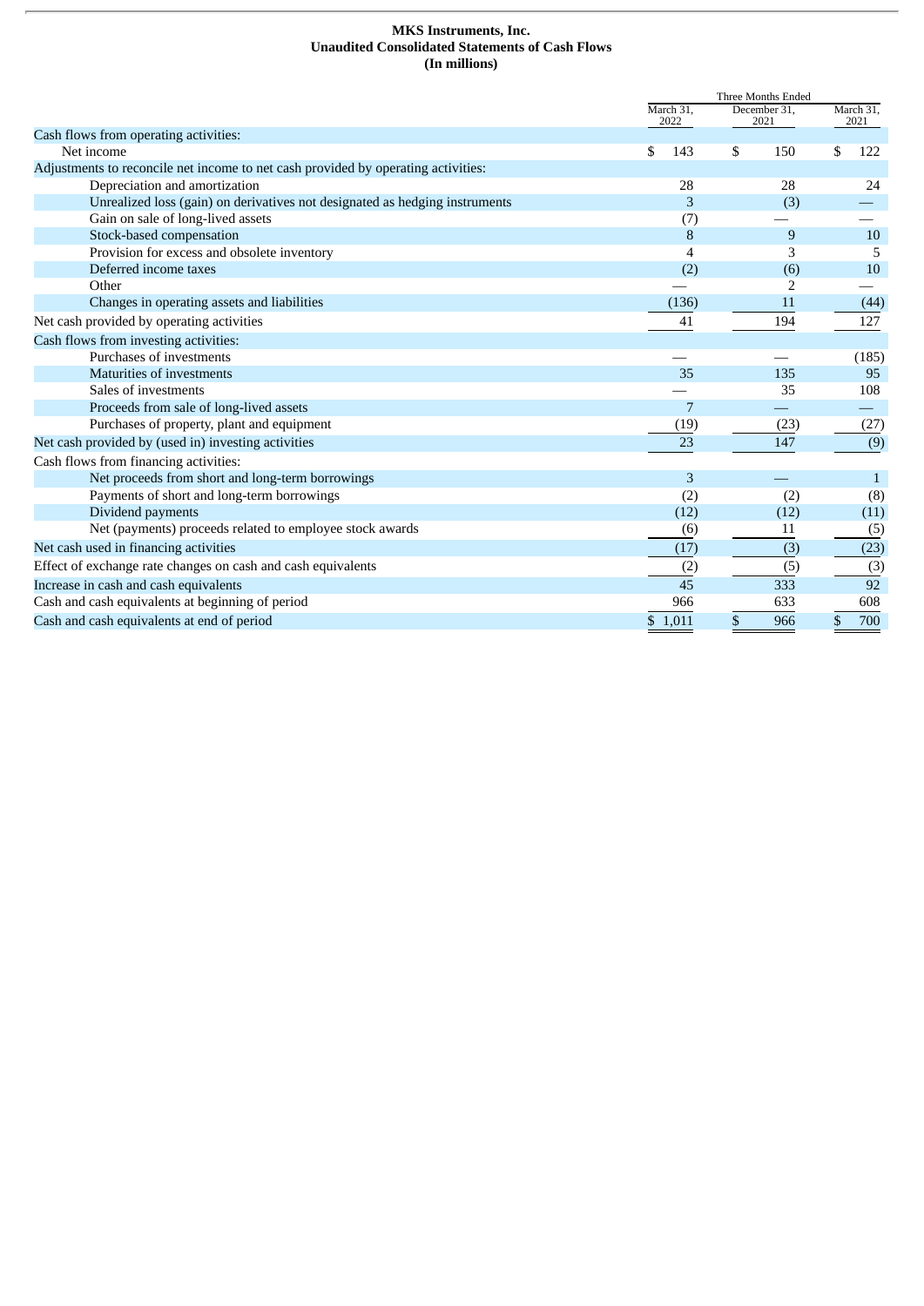**MKS Instruments, Inc.**
**Unaudited Consolidated Statements of Cash Flows**
**(In millions)**

| | Three Months Ended | | |
|---|---|---|---|
| | March 31, 2022 | December 31, 2021 | March 31, 2021 |
| Cash flows from operating activities: | | | |
| Net income | $ 143 | $ 150 | $ 122 |
| Adjustments to reconcile net income to net cash provided by operating activities: | | | |
| Depreciation and amortization | 28 | 28 | 24 |
| Unrealized loss (gain) on derivatives not designated as hedging instruments | 3 | (3) | — |
| Gain on sale of long-lived assets | (7) | — | — |
| Stock-based compensation | 8 | 9 | 10 |
| Provision for excess and obsolete inventory | 4 | 3 | 5 |
| Deferred income taxes | (2) | (6) | 10 |
| Other | — | 2 | — |
| Changes in operating assets and liabilities | (136) | 11 | (44) |
| Net cash provided by operating activities | 41 | 194 | 127 |
| Cash flows from investing activities: | | | |
| Purchases of investments | — | — | (185) |
| Maturities of investments | 35 | 135 | 95 |
| Sales of investments | — | 35 | 108 |
| Proceeds from sale of long-lived assets | 7 | — | — |
| Purchases of property, plant and equipment | (19) | (23) | (27) |
| Net cash provided by (used in) investing activities | 23 | 147 | (9) |
| Cash flows from financing activities: | | | |
| Net proceeds from short and long-term borrowings | 3 | — | 1 |
| Payments of short and long-term borrowings | (2) | (2) | (8) |
| Dividend payments | (12) | (12) | (11) |
| Net (payments) proceeds related to employee stock awards | (6) | 11 | (5) |
| Net cash used in financing activities | (17) | (3) | (23) |
| Effect of exchange rate changes on cash and cash equivalents | (2) | (5) | (3) |
| Increase in cash and cash equivalents | 45 | 333 | 92 |
| Cash and cash equivalents at beginning of period | 966 | 633 | 608 |
| Cash and cash equivalents at end of period | $ 1,011 | $ 966 | $ 700 |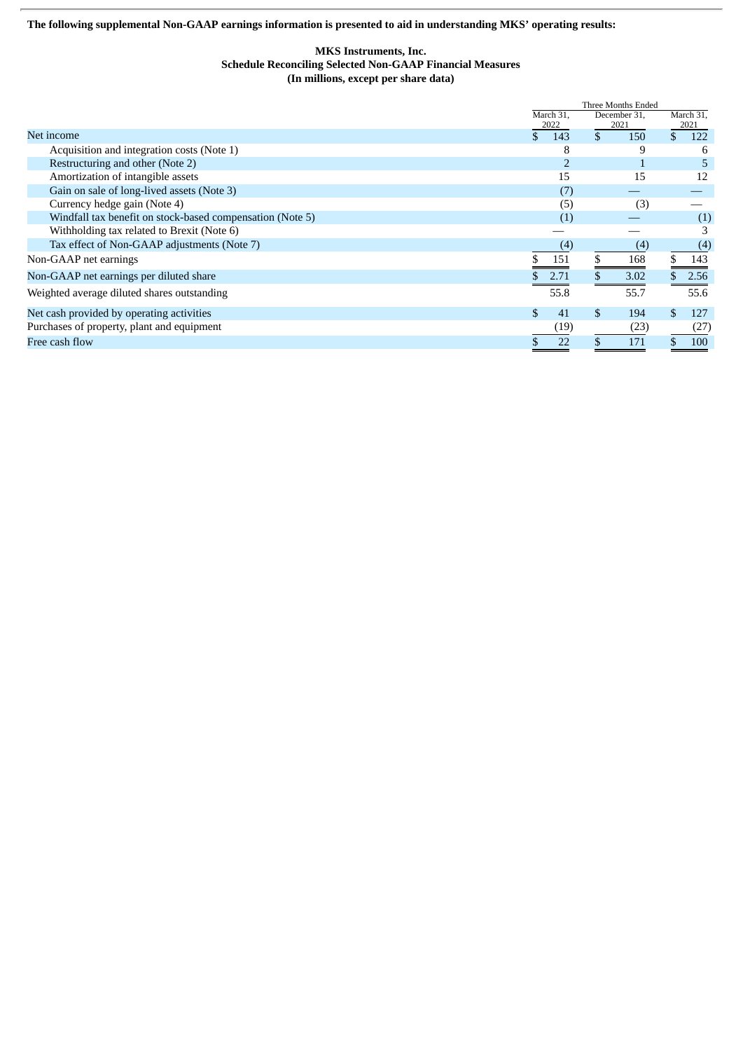**The following supplemental Non-GAAP earnings information is presented to aid in understanding MKS' operating results:**

**MKS Instruments, Inc.**
**Schedule Reconciling Selected Non-GAAP Financial Measures**
**(In millions, except per share data)**

| | Three Months Ended | | |
|---|---|---|---|
| | March 31, 2022 | December 31, 2021 | March 31, 2021 |
| Net income | $ 143 | $ 150 | $ 122 |
| Acquisition and integration costs (Note 1) | 8 | 9 | 6 |
| Restructuring and other (Note 2) | 2 | 1 | 5 |
| Amortization of intangible assets | 15 | 15 | 12 |
| Gain on sale of long-lived assets (Note 3) | (7) | — | — |
| Currency hedge gain (Note 4) | (5) | (3) | — |
| Windfall tax benefit on stock-based compensation (Note 5) | (1) | — | (1) |
| Withholding tax related to Brexit (Note 6) | — | — | 3 |
| Tax effect of Non-GAAP adjustments (Note 7) | (4) | (4) | (4) |
| Non-GAAP net earnings | $ 151 | $ 168 | $ 143 |
| Non-GAAP net earnings per diluted share | $ 2.71 | $ 3.02 | $ 2.56 |
| Weighted average diluted shares outstanding | 55.8 | 55.7 | 55.6 |
| Net cash provided by operating activities | $ 41 | $ 194 | $ 127 |
| Purchases of property, plant and equipment | (19) | (23) | (27) |
| Free cash flow | $ 22 | $ 171 | $ 100 |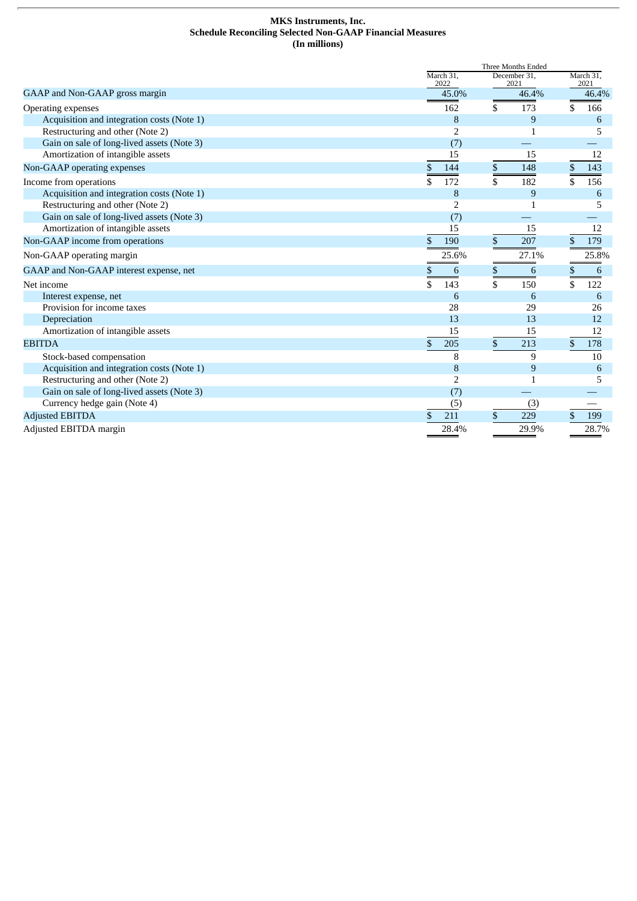# MKS Instruments, Inc.
## Schedule Reconciling Selected Non-GAAP Financial Measures
### (In millions)

| | Three Months Ended | | |
|---|---|---|---|
| | March 31, 2022 | December 31, 2021 | March 31, 2021 |
| GAAP and Non-GAAP gross margin | 45.0% | 46.4% | 46.4% |
| Operating expenses | 162 | $ 173 | $ 166 |
| Acquisition and integration costs (Note 1) | 8 | 9 | 6 |
| Restructuring and other (Note 2) | 2 | 1 | 5 |
| Gain on sale of long-lived assets (Note 3) | (7) | — | — |
| Amortization of intangible assets | 15 | 15 | 12 |
| Non-GAAP operating expenses | $ 144 | $ 148 | $ 143 |
| Income from operations | $ 172 | $ 182 | $ 156 |
| Acquisition and integration costs (Note 1) | 8 | 9 | 6 |
| Restructuring and other (Note 2) | 2 | 1 | 5 |
| Gain on sale of long-lived assets (Note 3) | (7) | — | — |
| Amortization of intangible assets | 15 | 15 | 12 |
| Non-GAAP income from operations | $ 190 | $ 207 | $ 179 |
| Non-GAAP operating margin | 25.6% | 27.1% | 25.8% |
| GAAP and Non-GAAP interest expense, net | $ 6 | $ 6 | $ 6 |
| Net income | $ 143 | $ 150 | $ 122 |
| Interest expense, net | 6 | 6 | 6 |
| Provision for income taxes | 28 | 29 | 26 |
| Depreciation | 13 | 13 | 12 |
| Amortization of intangible assets | 15 | 15 | 12 |
| EBITDA | $ 205 | $ 213 | $ 178 |
| Stock-based compensation | 8 | 9 | 10 |
| Acquisition and integration costs (Note 1) | 8 | 9 | 6 |
| Restructuring and other (Note 2) | 2 | 1 | 5 |
| Gain on sale of long-lived assets (Note 3) | (7) | — | — |
| Currency hedge gain (Note 4) | (5) | (3) | — |
| Adjusted EBITDA | $ 211 | $ 229 | $ 199 |
| Adjusted EBITDA margin | 28.4% | 29.9% | 28.7% |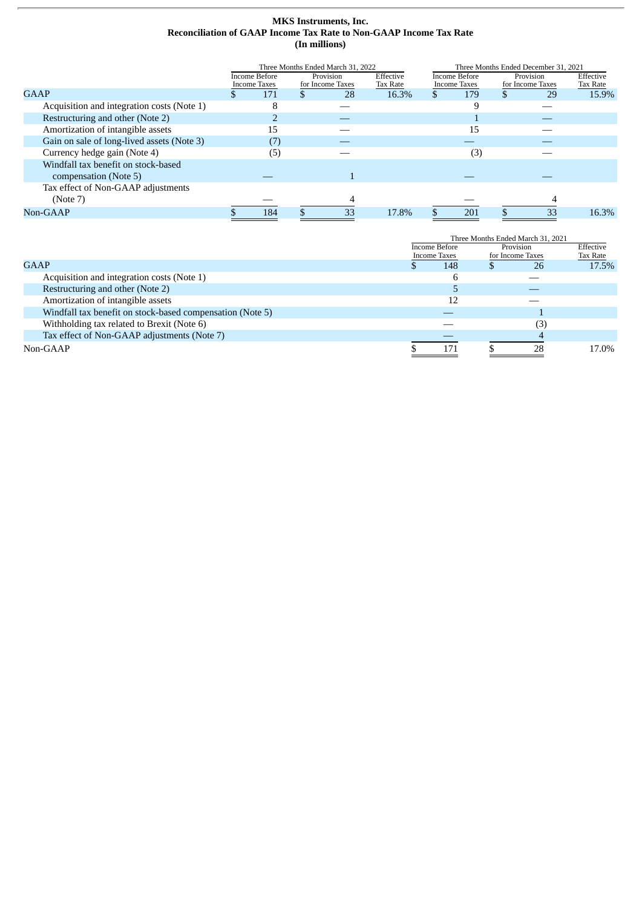**MKS Instruments, Inc.**
**Reconciliation of GAAP Income Tax Rate to Non-GAAP Income Tax Rate**
**(In millions)**

| | Three Months Ended March 31, 2022 | | | Three Months Ended December 31, 2021 | | |
|---|---|---|---|---|---|---|
| | Income Before Income Taxes | Provision for Income Taxes | Effective Tax Rate | Income Before Income Taxes | Provision for Income Taxes | Effective Tax Rate |
| GAAP | $ 171 | $ 28 | 16.3% | $ 179 | $ 29 | 15.9% |
| Acquisition and integration costs (Note 1) | 8 | — | | 9 | — | |
| Restructuring and other (Note 2) | 2 | — | | 1 | — | |
| Amortization of intangible assets | 15 | — | | 15 | — | |
| Gain on sale of long-lived assets (Note 3) | (7) | — | | — | — | |
| Currency hedge gain (Note 4) | (5) | — | | (3) | — | |
| Windfall tax benefit on stock-based compensation (Note 5) | — | 1 | | — | — | |
| Tax effect of Non-GAAP adjustments (Note 7) | — | 4 | | — | 4 | |
| Non-GAAP | $ 184 | $ 33 | 17.8% | $ 201 | $ 33 | 16.3% |

| | Three Months Ended March 31, 2021 | | |
|---|---|---|---|
| | Income Before Income Taxes | Provision for Income Taxes | Effective Tax Rate |
| GAAP | $ 148 | $ 26 | 17.5% |
| Acquisition and integration costs (Note 1) | 6 | — | |
| Restructuring and other (Note 2) | 5 | — | |
| Amortization of intangible assets | 12 | — | |
| Windfall tax benefit on stock-based compensation (Note 5) | — | 1 | |
| Withholding tax related to Brexit (Note 6) | — | (3) | |
| Tax effect of Non-GAAP adjustments (Note 7) | — | 4 | |
| Non-GAAP | $ 171 | $ 28 | 17.0% |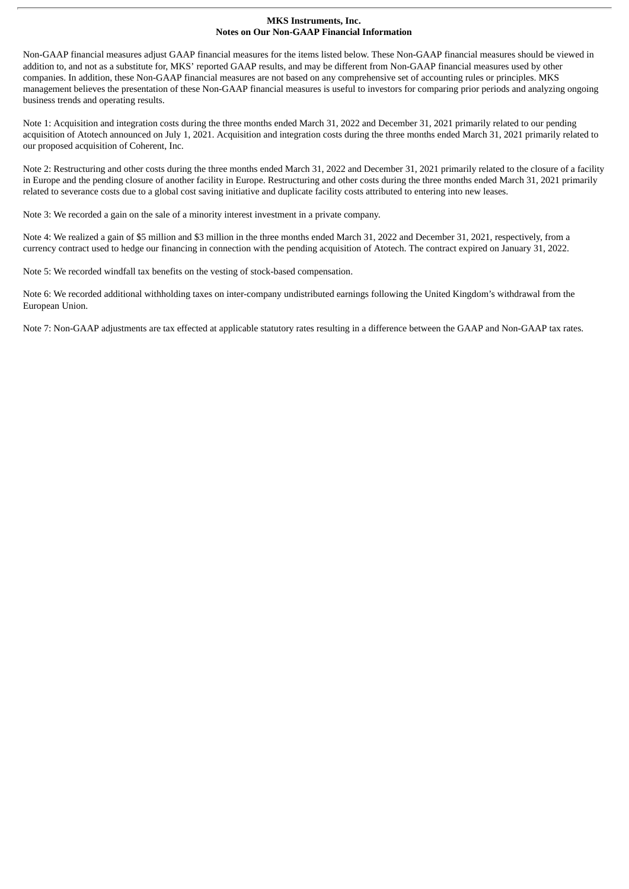**MKS Instruments, Inc.**
**Notes on Our Non-GAAP Financial Information**

Non-GAAP financial measures adjust GAAP financial measures for the items listed below. These Non-GAAP financial measures should be viewed in addition to, and not as a substitute for, MKS' reported GAAP results, and may be different from Non-GAAP financial measures used by other companies. In addition, these Non-GAAP financial measures are not based on any comprehensive set of accounting rules or principles. MKS management believes the presentation of these Non-GAAP financial measures is useful to investors for comparing prior periods and analyzing ongoing business trends and operating results.

Note 1: Acquisition and integration costs during the three months ended March 31, 2022 and December 31, 2021 primarily related to our pending acquisition of Atotech announced on July 1, 2021. Acquisition and integration costs during the three months ended March 31, 2021 primarily related to our proposed acquisition of Coherent, Inc.

Note 2: Restructuring and other costs during the three months ended March 31, 2022 and December 31, 2021 primarily related to the closure of a facility in Europe and the pending closure of another facility in Europe. Restructuring and other costs during the three months ended March 31, 2021 primarily related to severance costs due to a global cost saving initiative and duplicate facility costs attributed to entering into new leases.

Note 3: We recorded a gain on the sale of a minority interest investment in a private company.

Note 4: We realized a gain of $5 million and $3 million in the three months ended March 31, 2022 and December 31, 2021, respectively, from a currency contract used to hedge our financing in connection with the pending acquisition of Atotech. The contract expired on January 31, 2022.

Note 5: We recorded windfall tax benefits on the vesting of stock-based compensation.

Note 6: We recorded additional withholding taxes on inter-company undistributed earnings following the United Kingdom's withdrawal from the European Union.

Note 7: Non-GAAP adjustments are tax effected at applicable statutory rates resulting in a difference between the GAAP and Non-GAAP tax rates.